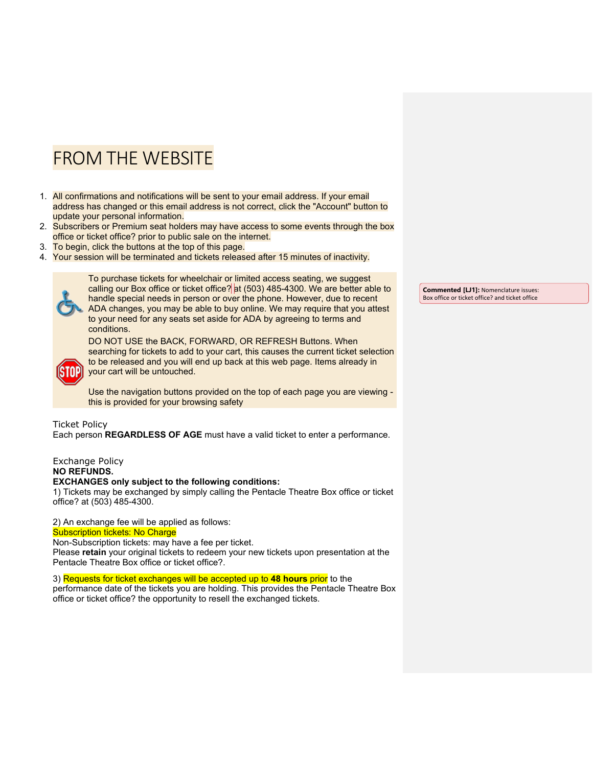# FROM THE WEBSITE

1. All confirmations and notifications will be sent to your email address. If your email address has changed or this email address is not correct, click the "Account" button to update your personal information.
2. Subscribers or Premium seat holders may have access to some events through the box office or ticket office? prior to public sale on the internet.
3. To begin, click the buttons at the top of this page.
4. Your session will be terminated and tickets released after 15 minutes of inactivity.

To purchase tickets for wheelchair or limited access seating, we suggest calling our Box office or ticket office? at (503) 485-4300. We are better able to handle special needs in person or over the phone. However, due to recent ADA changes, you may be able to buy online. We may require that you attest to your need for any seats set aside for ADA by agreeing to terms and conditions.

DO NOT USE the BACK, FORWARD, OR REFRESH Buttons. When searching for tickets to add to your cart, this causes the current ticket selection to be released and you will end up back at this web page. Items already in your cart will be untouched.

Use the navigation buttons provided on the top of each page you are viewing - this is provided for your browsing safety

**Commented [LJ1]:** Nomenclature issues: Box office or ticket office? and ticket office

Ticket Policy
Each person **REGARDLESS OF AGE** must have a valid ticket to enter a performance.

Exchange Policy
**NO REFUNDS.**
**EXCHANGES only subject to the following conditions:**
1) Tickets may be exchanged by simply calling the Pentacle Theatre Box office or ticket office? at (503) 485-4300.

2) An exchange fee will be applied as follows:
Subscription tickets: No Charge
Non-Subscription tickets: may have a fee per ticket.
Please **retain** your original tickets to redeem your new tickets upon presentation at the Pentacle Theatre Box office or ticket office?.

3) Requests for ticket exchanges will be accepted up to **48 hours** prior to the performance date of the tickets you are holding. This provides the Pentacle Theatre Box office or ticket office? the opportunity to resell the exchanged tickets.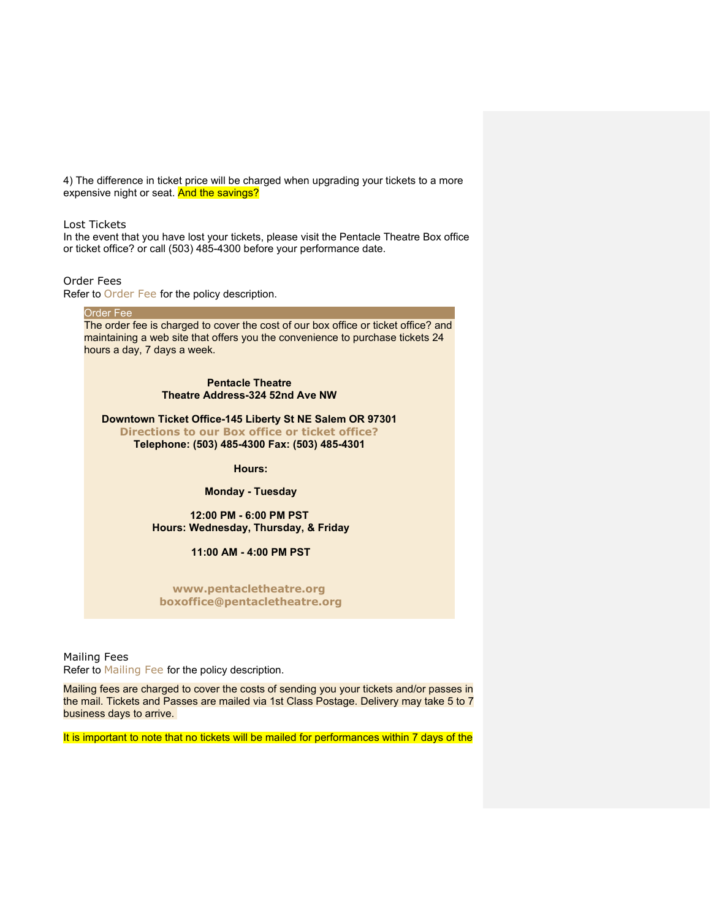4) The difference in ticket price will be charged when upgrading your tickets to a more expensive night or seat. And the savings?

### Lost Tickets

In the event that you have lost your tickets, please visit the Pentacle Theatre Box office or ticket office? or call (503) 485-4300 before your performance date.

### Order Fees

Refer to Order Fee for the policy description.

**Order Fee**

The order fee is charged to cover the cost of our box office or ticket office? and maintaining a web site that offers you the convenience to purchase tickets 24 hours a day, 7 days a week.

**Pentacle Theatre**
**Theatre Address-324 52nd Ave NW**

**Downtown Ticket Office-145 Liberty St NE Salem OR 97301**
**Directions to our Box office or ticket office?**
**Telephone: (503) 485-4300 Fax: (503) 485-4301**

**Hours:**

**Monday - Tuesday**

**12:00 PM - 6:00 PM PST**
**Hours: Wednesday, Thursday, & Friday**

**11:00 AM - 4:00 PM PST**

**www.pentacletheatre.org**
**boxoffice@pentacletheatre.org**

### Mailing Fees

Refer to Mailing Fee for the policy description.

Mailing fees are charged to cover the costs of sending you your tickets and/or passes in the mail. Tickets and Passes are mailed via 1st Class Postage. Delivery may take 5 to 7 business days to arrive.

It is important to note that no tickets will be mailed for performances within 7 days of the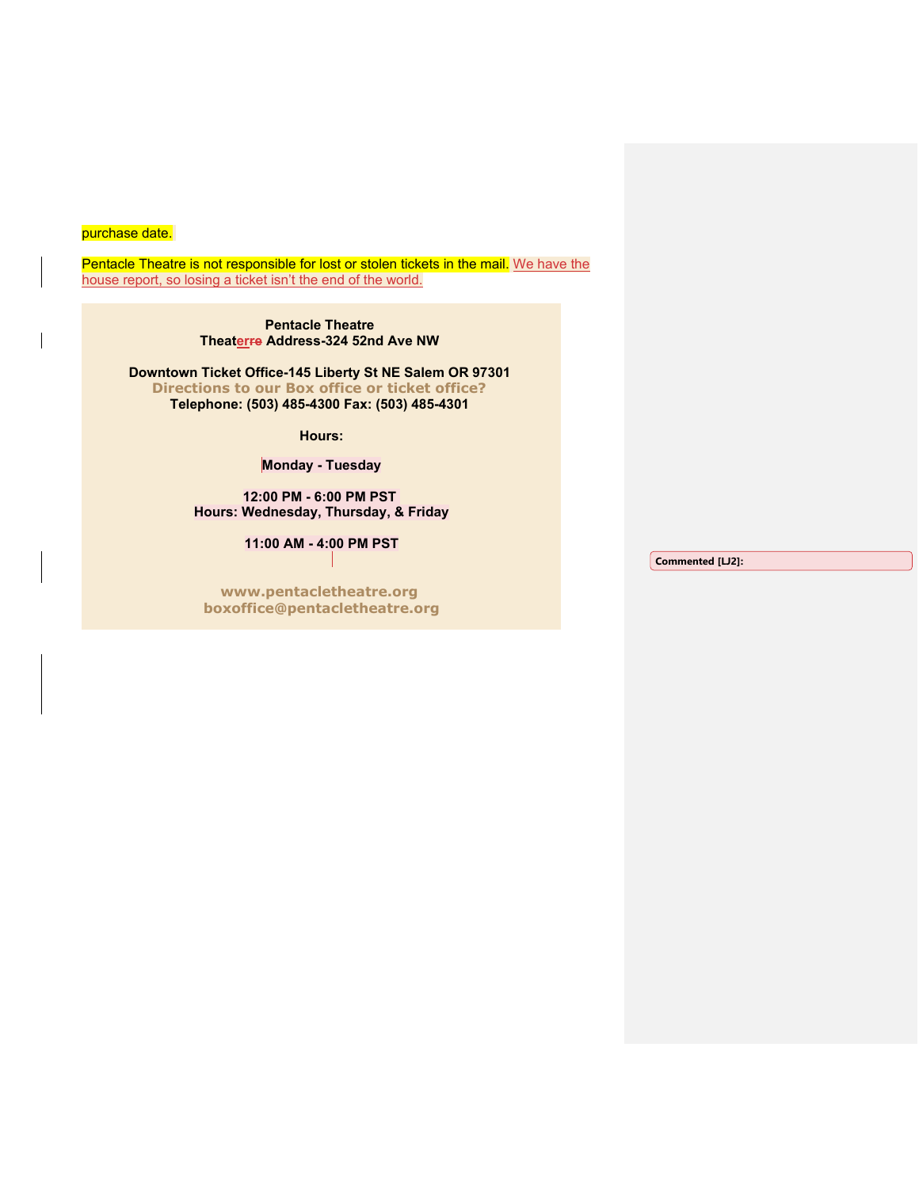purchase date.

Pentacle Theatre is not responsible for lost or stolen tickets in the mail. We have the house report, so losing a ticket isn't the end of the world.

**Pentacle Theatre**
**Theaterre Address-324 52nd Ave NW**

**Downtown Ticket Office-145 Liberty St NE Salem OR 97301**
**Directions to our Box office or ticket office?**
**Telephone: (503) 485-4300 Fax: (503) 485-4301**

**Hours:**

**Monday - Tuesday**

**12:00 PM - 6:00 PM PST**
**Hours: Wednesday, Thursday, & Friday**

**11:00 AM - 4:00 PM PST**

**www.pentacletheatre.org**
**boxoffice@pentacletheatre.org**

**Commented [LJ2]:**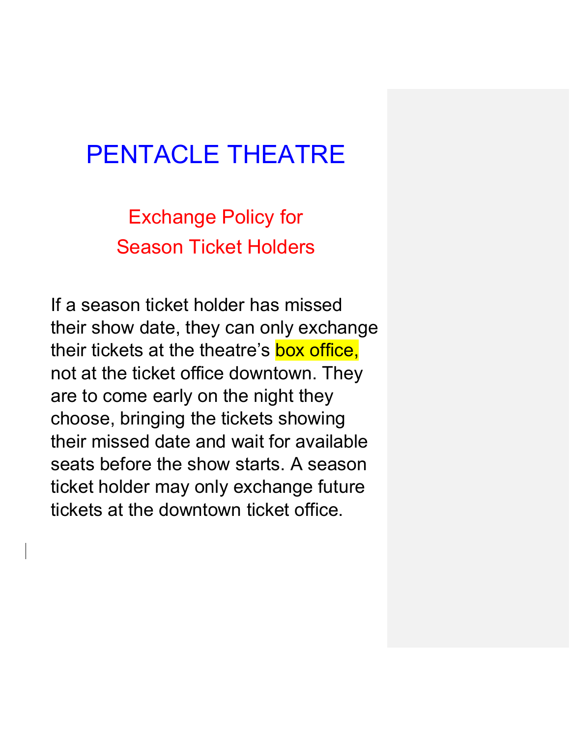# PENTACLE THEATRE

## Exchange Policy for Season Ticket Holders

If a season ticket holder has missed their show date, they can only exchange their tickets at the theatre's box office, not at the ticket office downtown. They are to come early on the night they choose, bringing the tickets showing their missed date and wait for available seats before the show starts. A season ticket holder may only exchange future tickets at the downtown ticket office.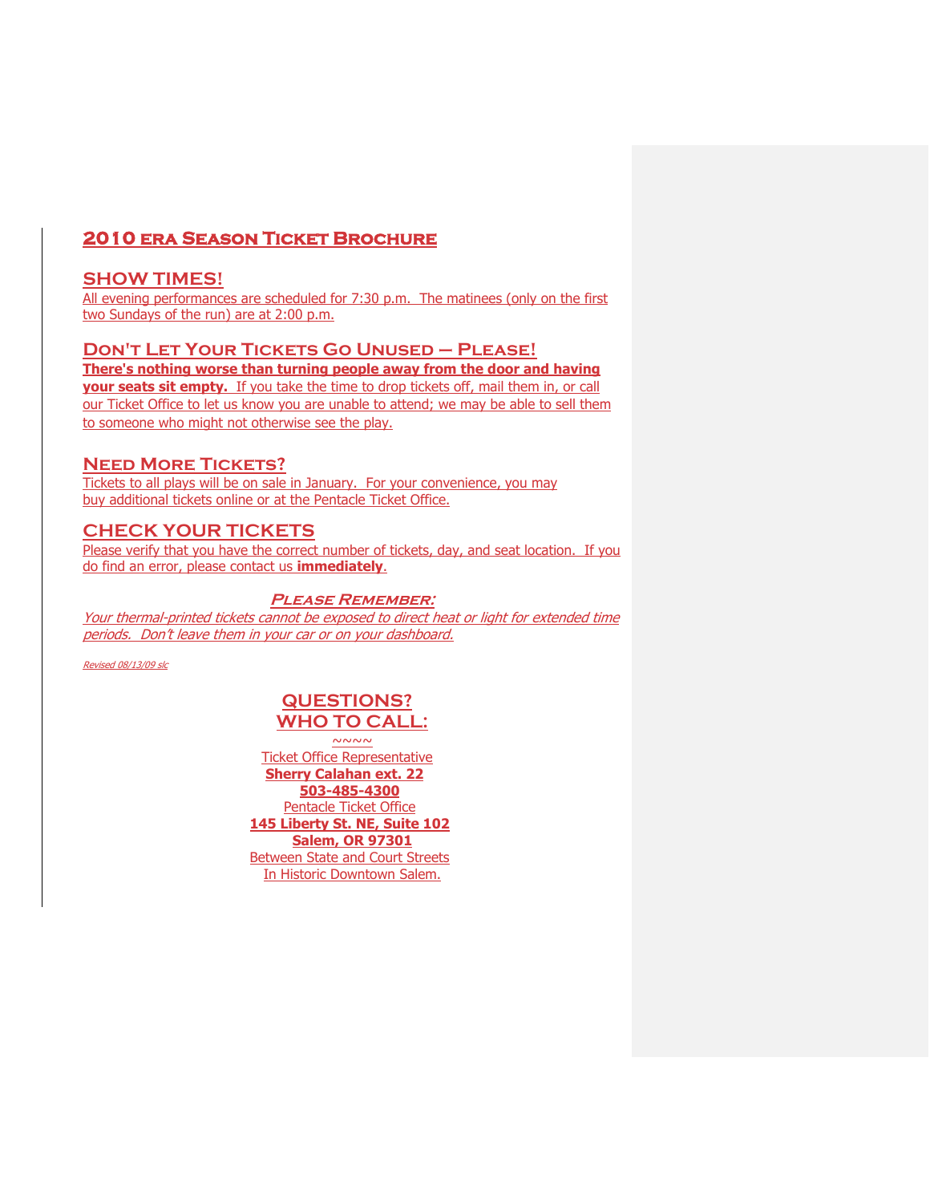# 2010 era Season Ticket Brochure

## SHOW TIMES!

All evening performances are scheduled for 7:30 p.m. The matinees (only on the first two Sundays of the run) are at 2:00 p.m.

## Don't Let Your Tickets Go Unused – Please!

**There's nothing worse than turning people away from the door and having your seats sit empty.** If you take the time to drop tickets off, mail them in, or call our Ticket Office to let us know you are unable to attend; we may be able to sell them to someone who might not otherwise see the play.

## Need More Tickets?

Tickets to all plays will be on sale in January. For your convenience, you may buy additional tickets online or at the Pentacle Ticket Office.

## CHECK YOUR TICKETS

Please verify that you have the correct number of tickets, day, and seat location. If you do find an error, please contact us **immediately**.

### *Please Remember:*

*Your thermal-printed tickets cannot be exposed to direct heat or light for extended time periods. Don't leave them in your car or on your dashboard.*

*Revised 08/13/09 slc*

## QUESTIONS?
## WHO TO CALL:

~~~~

Ticket Office Representative
**Sherry Calahan ext. 22**
**503-485-4300**
Pentacle Ticket Office
**145 Liberty St. NE, Suite 102**
**Salem, OR 97301**
Between State and Court Streets
In Historic Downtown Salem.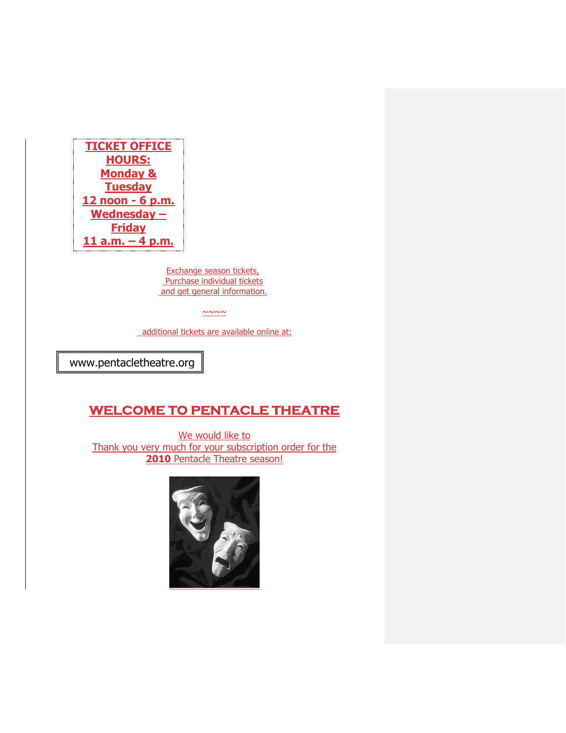**TICKET OFFICE HOURS:**
**Monday & Tuesday**
**12 noon - 6 p.m.**
**Wednesday – Friday**
**11 a.m. – 4 p.m.**

Exchange season tickets,
Purchase individual tickets
and get general information.

~~~~

additional tickets are available online at:

www.pentacletheatre.org

# WELCOME TO PENTACLE THEATRE

We would like to
Thank you very much for your subscription order for the
**2010** Pentacle Theatre season!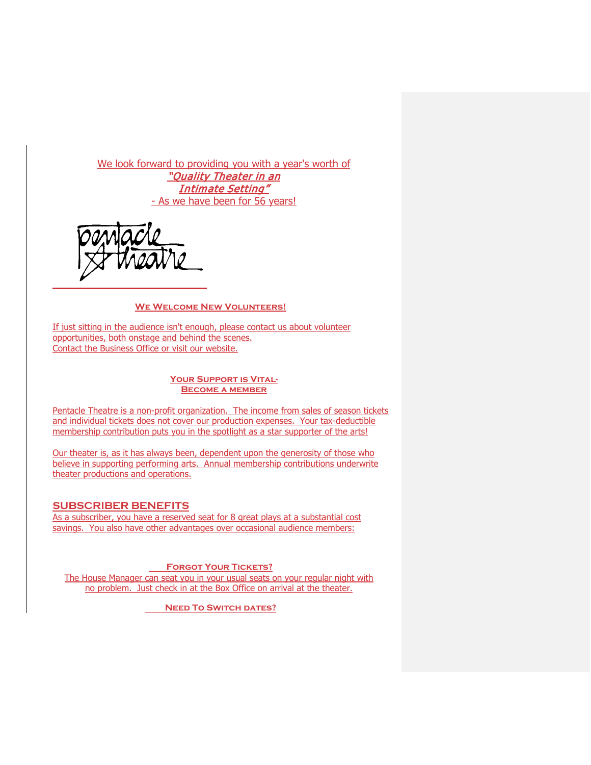We look forward to providing you with a year's worth of
*"Quality Theater in an Intimate Setting"*
- As we have been for 56 years!

pentacle theatre

### We Welcome New Volunteers!

If just sitting in the audience isn't enough, please contact us about volunteer opportunities, both onstage and behind the scenes.
Contact the Business Office or visit our website.

### Your Support is Vital- Become a member

Pentacle Theatre is a non-profit organization. The income from sales of season tickets and individual tickets does not cover our production expenses. Your tax-deductible membership contribution puts you in the spotlight as a star supporter of the arts!

Our theater is, as it has always been, dependent upon the generosity of those who believe in supporting performing arts. Annual membership contributions underwrite theater productions and operations.

## SUBSCRIBER BENEFITS

As a subscriber, you have a reserved seat for 8 great plays at a substantial cost savings. You also have other advantages over occasional audience members:

### Forgot Your Tickets?

The House Manager can seat you in your usual seats on your regular night with no problem. Just check in at the Box Office on arrival at the theater.

### Need To Switch dates?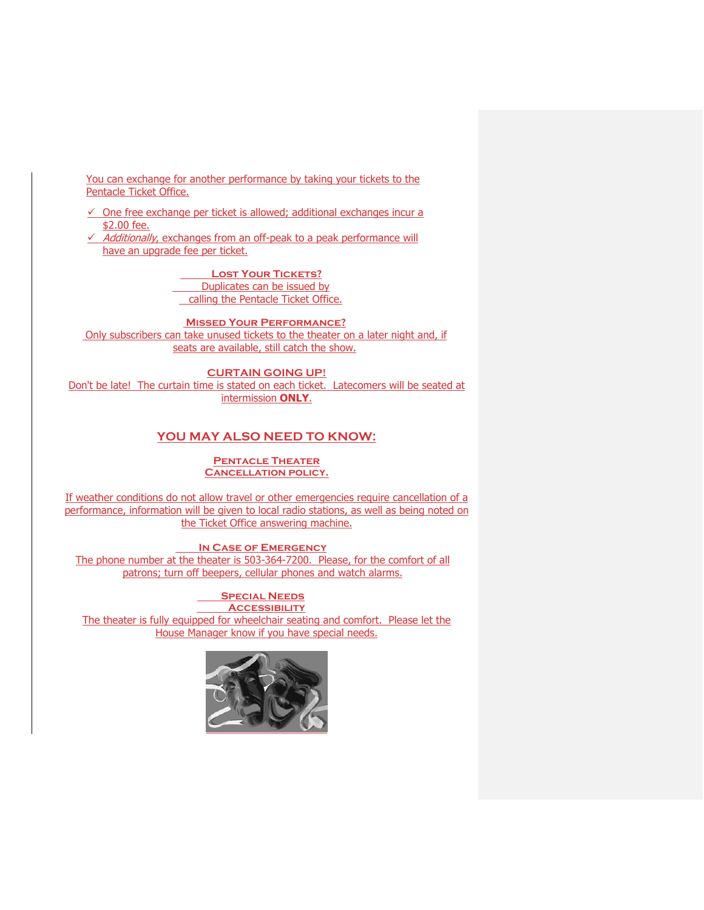You can exchange for another performance by taking your tickets to the Pentacle Ticket Office.

- ✓ One free exchange per ticket is allowed; additional exchanges incur a $2.00 fee.
- ✓ *Additionally*, exchanges from an off-peak to a peak performance will have an upgrade fee per ticket.

### Lost Your Tickets?

Duplicates can be issued by calling the Pentacle Ticket Office.

### Missed Your Performance?

Only subscribers can take unused tickets to the theater on a later night and, if seats are available, still catch the show.

### CURTAIN GOING UP!

Don't be late! The curtain time is stated on each ticket. Latecomers will be seated at intermission **ONLY**.

## YOU MAY ALSO NEED TO KNOW:

### Pentacle Theater Cancellation policy.

If weather conditions do not allow travel or other emergencies require cancellation of a performance, information will be given to local radio stations, as well as being noted on the Ticket Office answering machine.

### In Case of Emergency

The phone number at the theater is 503-364-7200. Please, for the comfort of all patrons; turn off beepers, cellular phones and watch alarms.

### Special Needs Accessibility

The theater is fully equipped for wheelchair seating and comfort. Please let the House Manager know if you have special needs.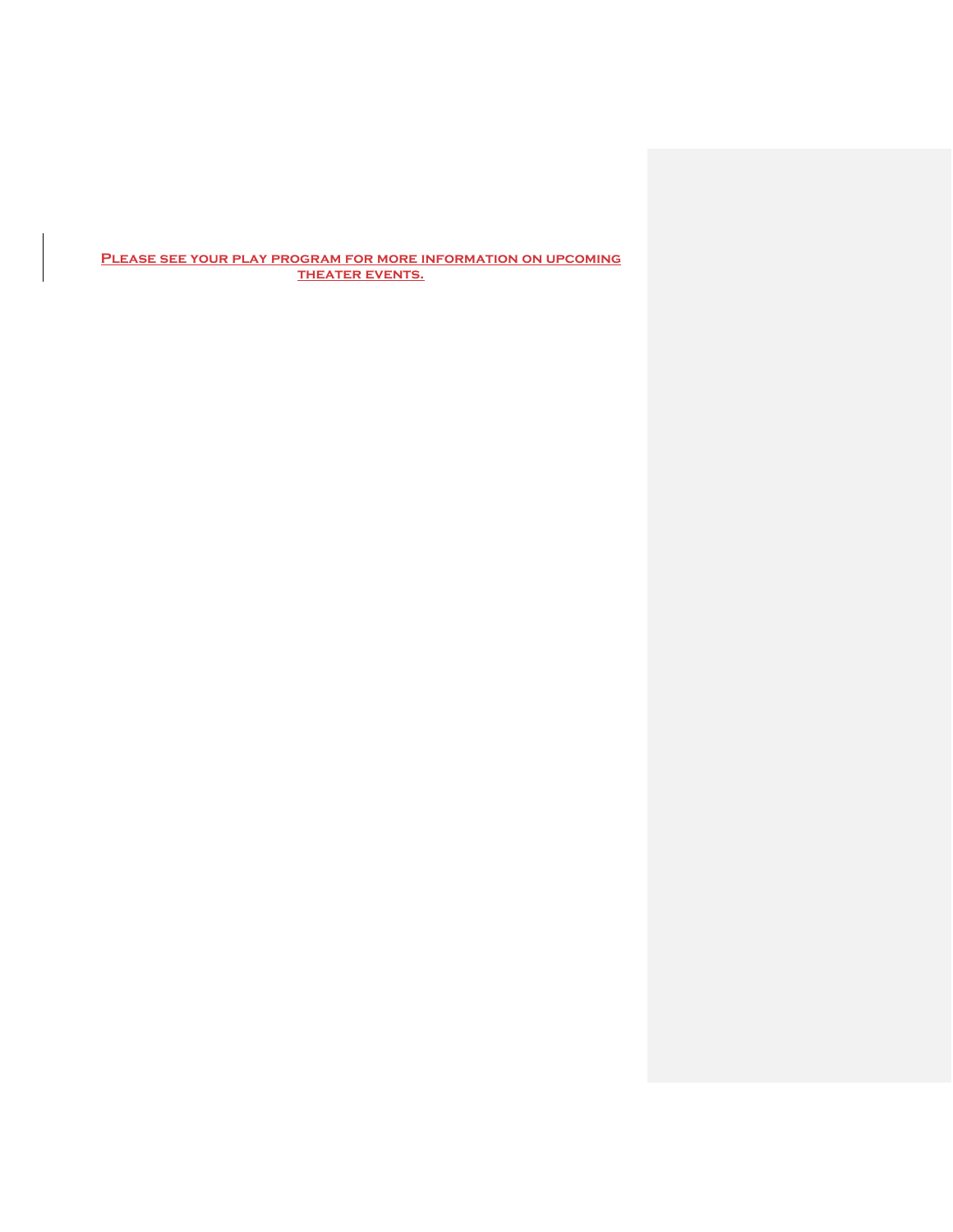**Please see your play program for more information on upcoming theater events.**